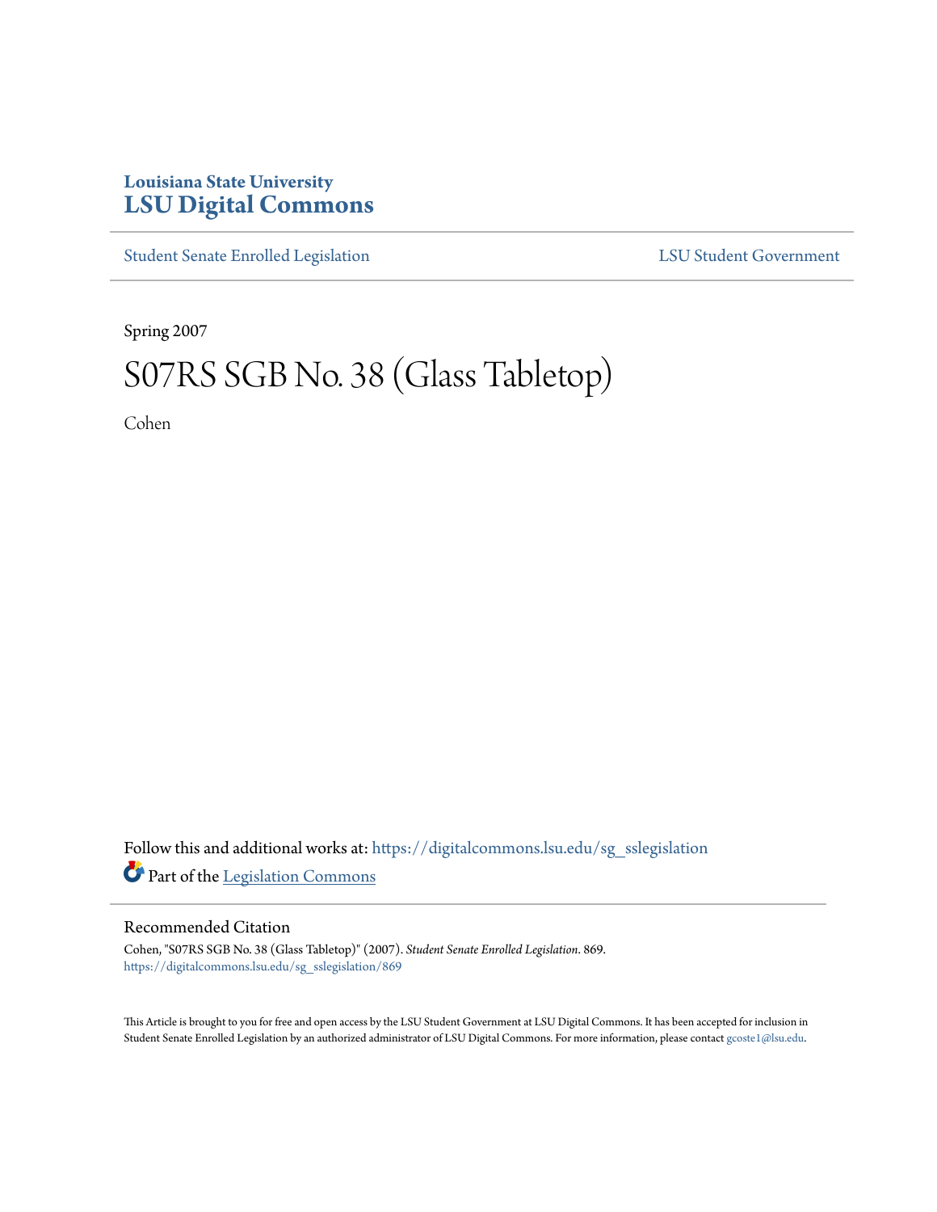Louisiana State University
# LSU Digital Commons

Student Senate Enrolled Legislation | LSU Student Government

Spring 2007

# S07RS SGB No. 38 (Glass Tabletop)

Cohen

Follow this and additional works at: https://digitalcommons.lsu.edu/sg_sslegislation

Part of the Legislation Commons

## Recommended Citation

Cohen, "S07RS SGB No. 38 (Glass Tabletop)" (2007). *Student Senate Enrolled Legislation*. 869.
https://digitalcommons.lsu.edu/sg_sslegislation/869

This Article is brought to you for free and open access by the LSU Student Government at LSU Digital Commons. It has been accepted for inclusion in Student Senate Enrolled Legislation by an authorized administrator of LSU Digital Commons. For more information, please contact gcoste1@lsu.edu.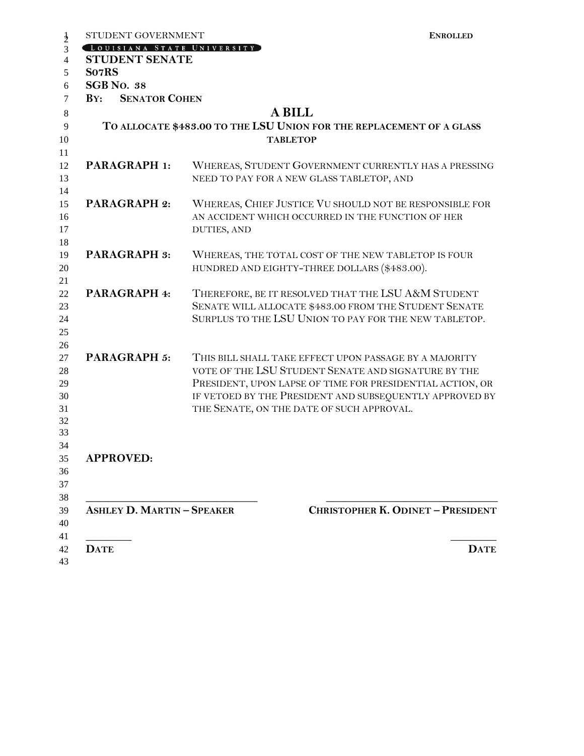STUDENT GOVERNMENT **ENROLLED**

LOUISIANA STATE UNIVERSITY

**STUDENT SENATE**

**S07RS**

**SGB NO. 38**

**BY: SENATOR COHEN**

# A BILL

## TO ALLOCATE $483.00 TO THE LSU UNION FOR THE REPLACEMENT OF A GLASS TABLETOP

**PARAGRAPH 1:** WHEREAS, STUDENT GOVERNMENT CURRENTLY HAS A PRESSING NEED TO PAY FOR A NEW GLASS TABLETOP, AND

**PARAGRAPH 2:** WHEREAS, CHIEF JUSTICE VU SHOULD NOT BE RESPONSIBLE FOR AN ACCIDENT WHICH OCCURRED IN THE FUNCTION OF HER DUTIES, AND

**PARAGRAPH 3:** WHEREAS, THE TOTAL COST OF THE NEW TABLETOP IS FOUR HUNDRED AND EIGHTY-THREE DOLLARS ($483.00).

**PARAGRAPH 4:** THEREFORE, BE IT RESOLVED THAT THE LSU A&M STUDENT SENATE WILL ALLOCATE $483.00 FROM THE STUDENT SENATE SURPLUS TO THE LSU UNION TO PAY FOR THE NEW TABLETOP.

**PARAGRAPH 5:** THIS BILL SHALL TAKE EFFECT UPON PASSAGE BY A MAJORITY VOTE OF THE LSU STUDENT SENATE AND SIGNATURE BY THE PRESIDENT, UPON LAPSE OF TIME FOR PRESIDENTIAL ACTION, OR IF VETOED BY THE PRESIDENT AND SUBSEQUENTLY APPROVED BY THE SENATE, ON THE DATE OF SUCH APPROVAL.

**APPROVED:**

\_\_\_\_\_\_\_\_\_\_\_\_\_\_\_\_\_\_\_\_\_\_\_\_\_\_\_\_\_\_

**ASHLEY D. MARTIN – SPEAKER**

\_\_\_\_\_\_\_\_

**DATE**

\_\_\_\_\_\_\_\_\_\_\_\_\_\_\_\_\_\_\_\_\_\_\_\_\_\_\_\_\_\_

**CHRISTOPHER K. ODINET – PRESIDENT**

\_\_\_\_\_\_\_\_

**DATE**